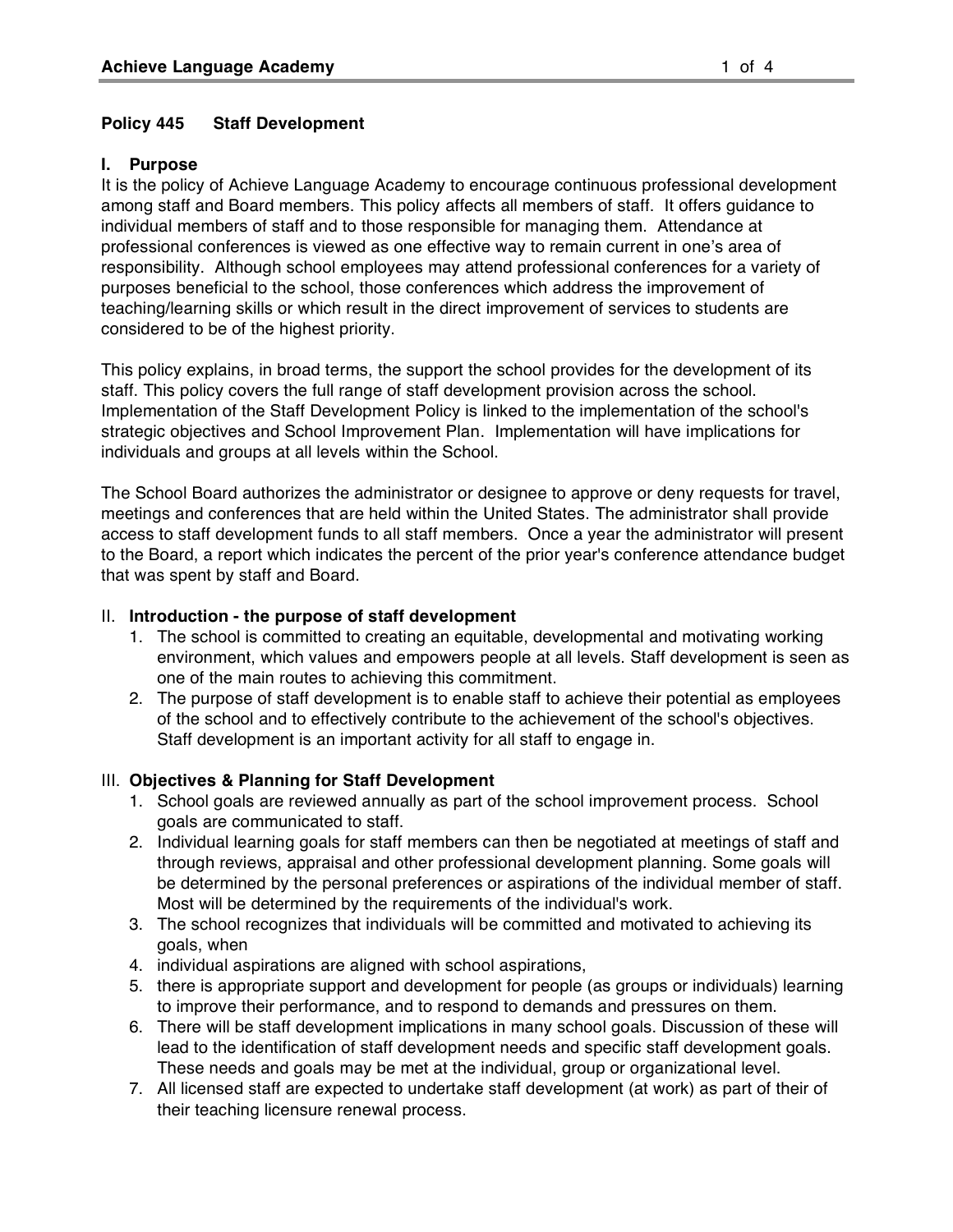## Policy 445 Staff Development

### I. Purpose

It is the policy of Achieve Language Academy to encourage continuous professional development among staff and Board members. This policy affects all members of staff. It offers guidance to individual members of staff and to those responsible for managing them. Attendance at professional conferences is viewed as one effective way to remain current in one's area of responsibility. Although school employees may attend professional conferences for a variety of purposes beneficial to the school, those conferences which address the improvement of teaching/learning skills or which result in the direct improvement of services to students are considered to be of the highest priority.

This policy explains, in broad terms, the support the school provides for the development of its staff. This policy covers the full range of staff development provision across the school. Implementation of the Staff Development Policy is linked to the implementation of the school's strategic objectives and School Improvement Plan. Implementation will have implications for individuals and groups at all levels within the School.

The School Board authorizes the administrator or designee to approve or deny requests for travel, meetings and conferences that are held within the United States. The administrator shall provide access to staff development funds to all staff members. Once a year the administrator will present to the Board, a report which indicates the percent of the prior year's conference attendance budget that was spent by staff and Board.

### II. Introduction - the purpose of staff development

1. The school is committed to creating an equitable, developmental and motivating working environment, which values and empowers people at all levels. Staff development is seen as one of the main routes to achieving this commitment.
2. The purpose of staff development is to enable staff to achieve their potential as employees of the school and to effectively contribute to the achievement of the school's objectives. Staff development is an important activity for all staff to engage in.

### III. Objectives & Planning for Staff Development

1. School goals are reviewed annually as part of the school improvement process. School goals are communicated to staff.
2. Individual learning goals for staff members can then be negotiated at meetings of staff and through reviews, appraisal and other professional development planning. Some goals will be determined by the personal preferences or aspirations of the individual member of staff. Most will be determined by the requirements of the individual's work.
3. The school recognizes that individuals will be committed and motivated to achieving its goals, when
4. individual aspirations are aligned with school aspirations,
5. there is appropriate support and development for people (as groups or individuals) learning to improve their performance, and to respond to demands and pressures on them.
6. There will be staff development implications in many school goals. Discussion of these will lead to the identification of staff development needs and specific staff development goals. These needs and goals may be met at the individual, group or organizational level.
7. All licensed staff are expected to undertake staff development (at work) as part of their of their teaching licensure renewal process.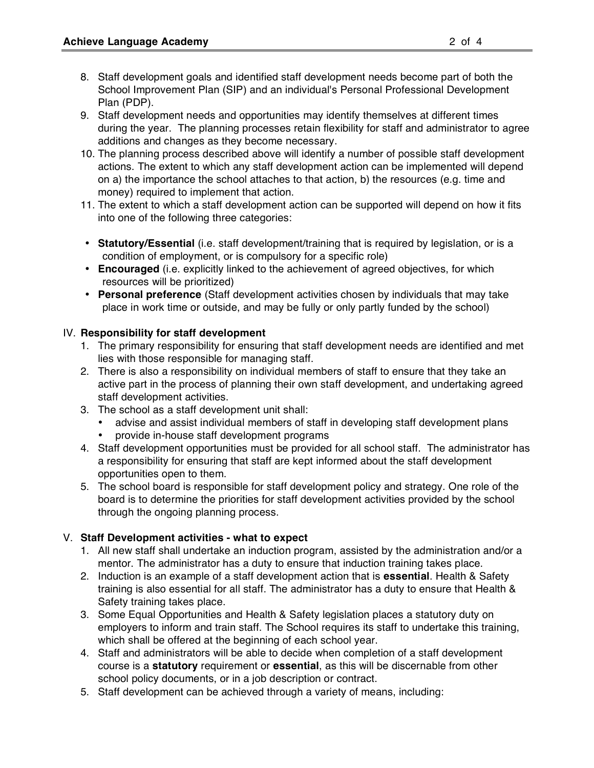8. Staff development goals and identified staff development needs become part of both the School Improvement Plan (SIP) and an individual's Personal Professional Development Plan (PDP).
9. Staff development needs and opportunities may identify themselves at different times during the year. The planning processes retain flexibility for staff and administrator to agree additions and changes as they become necessary.
10. The planning process described above will identify a number of possible staff development actions. The extent to which any staff development action can be implemented will depend on a) the importance the school attaches to that action, b) the resources (e.g. time and money) required to implement that action.
11. The extent to which a staff development action can be supported will depend on how it fits into one of the following three categories:

- **Statutory/Essential** (i.e. staff development/training that is required by legislation, or is a condition of employment, or is compulsory for a specific role)
- **Encouraged** (i.e. explicitly linked to the achievement of agreed objectives, for which resources will be prioritized)
- **Personal preference** (Staff development activities chosen by individuals that may take place in work time or outside, and may be fully or only partly funded by the school)

## IV. **Responsibility for staff development**

1. The primary responsibility for ensuring that staff development needs are identified and met lies with those responsible for managing staff.
2. There is also a responsibility on individual members of staff to ensure that they take an active part in the process of planning their own staff development, and undertaking agreed staff development activities.
3. The school as a staff development unit shall:
   - advise and assist individual members of staff in developing staff development plans
   - provide in-house staff development programs
4. Staff development opportunities must be provided for all school staff. The administrator has a responsibility for ensuring that staff are kept informed about the staff development opportunities open to them.
5. The school board is responsible for staff development policy and strategy. One role of the board is to determine the priorities for staff development activities provided by the school through the ongoing planning process.

## V. **Staff Development activities - what to expect**

1. All new staff shall undertake an induction program, assisted by the administration and/or a mentor. The administrator has a duty to ensure that induction training takes place.
2. Induction is an example of a staff development action that is **essential**. Health & Safety training is also essential for all staff. The administrator has a duty to ensure that Health & Safety training takes place.
3. Some Equal Opportunities and Health & Safety legislation places a statutory duty on employers to inform and train staff. The School requires its staff to undertake this training, which shall be offered at the beginning of each school year.
4. Staff and administrators will be able to decide when completion of a staff development course is a **statutory** requirement or **essential**, as this will be discernable from other school policy documents, or in a job description or contract.
5. Staff development can be achieved through a variety of means, including: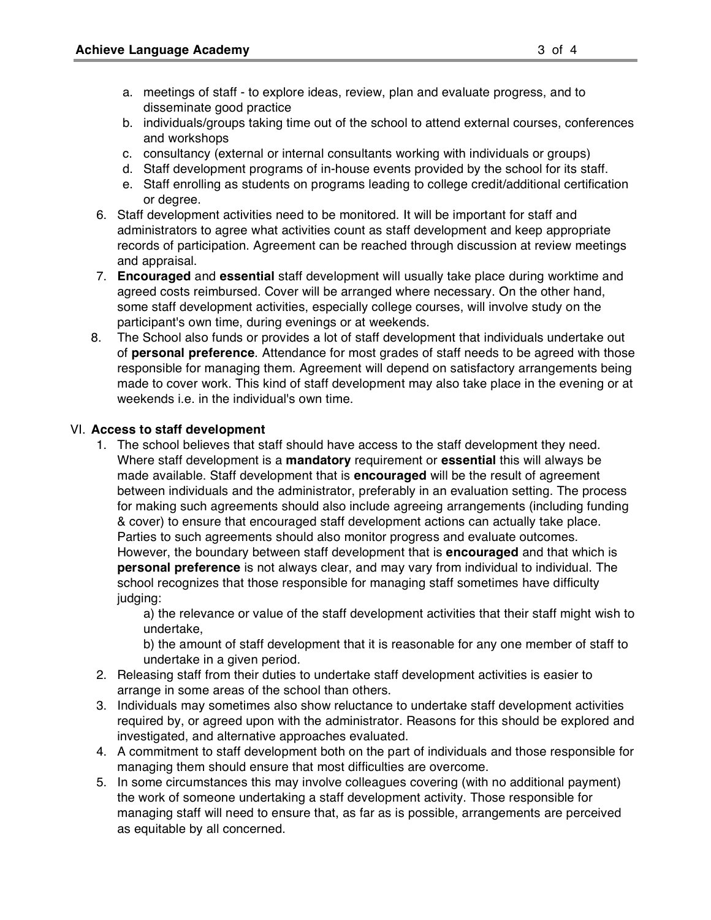a. meetings of staff - to explore ideas, review, plan and evaluate progress, and to disseminate good practice
b. individuals/groups taking time out of the school to attend external courses, conferences and workshops
c. consultancy (external or internal consultants working with individuals or groups)
d. Staff development programs of in-house events provided by the school for its staff.
e. Staff enrolling as students on programs leading to college credit/additional certification or degree.

6. Staff development activities need to be monitored. It will be important for staff and administrators to agree what activities count as staff development and keep appropriate records of participation. Agreement can be reached through discussion at review meetings and appraisal.
7. **Encouraged** and **essential** staff development will usually take place during worktime and agreed costs reimbursed. Cover will be arranged where necessary. On the other hand, some staff development activities, especially college courses, will involve study on the participant's own time, during evenings or at weekends.
8. The School also funds or provides a lot of staff development that individuals undertake out of **personal preference**. Attendance for most grades of staff needs to be agreed with those responsible for managing them. Agreement will depend on satisfactory arrangements being made to cover work. This kind of staff development may also take place in the evening or at weekends i.e. in the individual's own time.

## VI. Access to staff development

1. The school believes that staff should have access to the staff development they need. Where staff development is a **mandatory** requirement or **essential** this will always be made available. Staff development that is **encouraged** will be the result of agreement between individuals and the administrator, preferably in an evaluation setting. The process for making such agreements should also include agreeing arrangements (including funding & cover) to ensure that encouraged staff development actions can actually take place. Parties to such agreements should also monitor progress and evaluate outcomes. However, the boundary between staff development that is **encouraged** and that which is **personal preference** is not always clear, and may vary from individual to individual. The school recognizes that those responsible for managing staff sometimes have difficulty judging:
   a) the relevance or value of the staff development activities that their staff might wish to undertake,
   b) the amount of staff development that it is reasonable for any one member of staff to undertake in a given period.
2. Releasing staff from their duties to undertake staff development activities is easier to arrange in some areas of the school than others.
3. Individuals may sometimes also show reluctance to undertake staff development activities required by, or agreed upon with the administrator. Reasons for this should be explored and investigated, and alternative approaches evaluated.
4. A commitment to staff development both on the part of individuals and those responsible for managing them should ensure that most difficulties are overcome.
5. In some circumstances this may involve colleagues covering (with no additional payment) the work of someone undertaking a staff development activity. Those responsible for managing staff will need to ensure that, as far as is possible, arrangements are perceived as equitable by all concerned.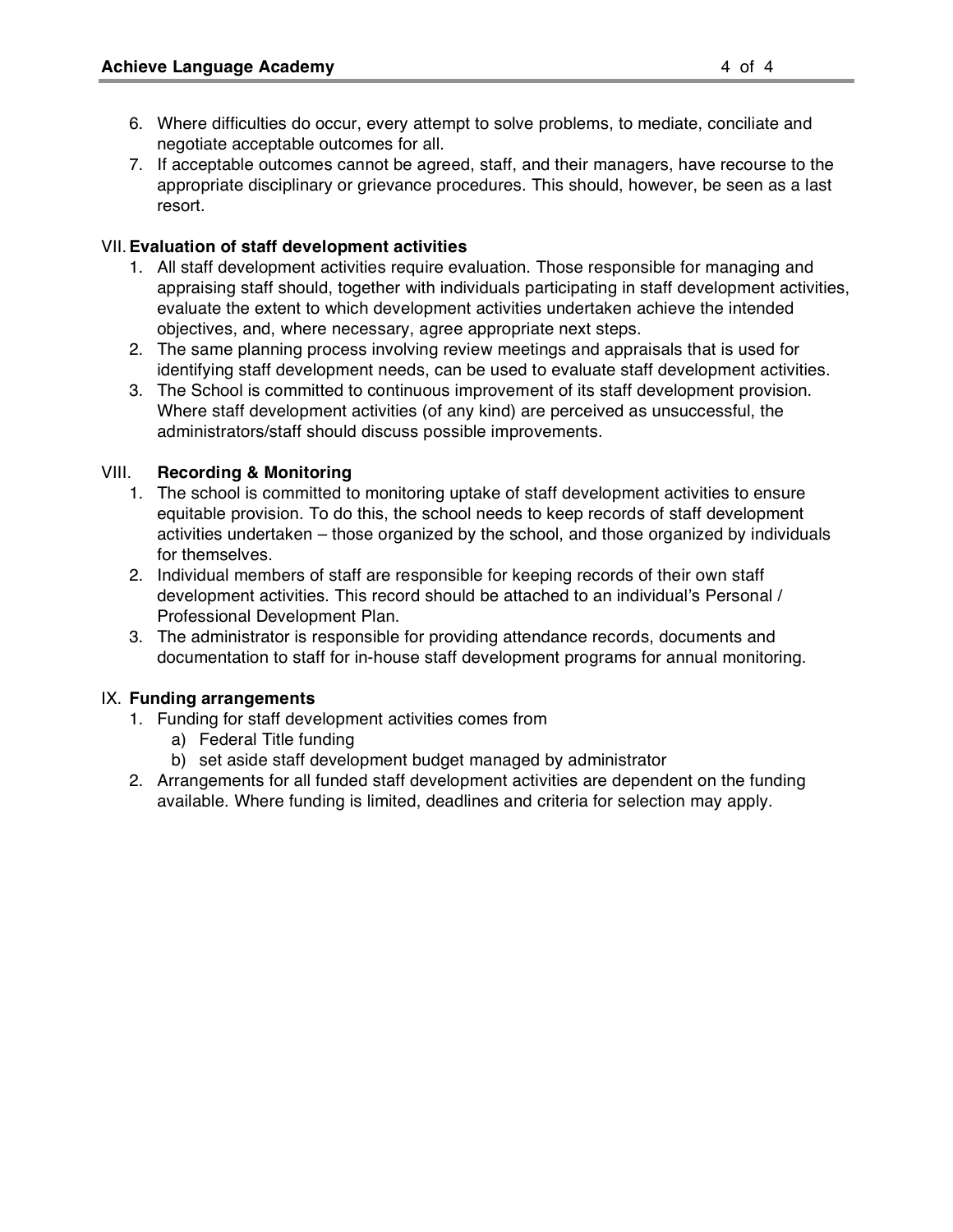6. Where difficulties do occur, every attempt to solve problems, to mediate, conciliate and negotiate acceptable outcomes for all.
7. If acceptable outcomes cannot be agreed, staff, and their managers, have recourse to the appropriate disciplinary or grievance procedures. This should, however, be seen as a last resort.

## VII. Evaluation of staff development activities

1. All staff development activities require evaluation. Those responsible for managing and appraising staff should, together with individuals participating in staff development activities, evaluate the extent to which development activities undertaken achieve the intended objectives, and, where necessary, agree appropriate next steps.
2. The same planning process involving review meetings and appraisals that is used for identifying staff development needs, can be used to evaluate staff development activities.
3. The School is committed to continuous improvement of its staff development provision. Where staff development activities (of any kind) are perceived as unsuccessful, the administrators/staff should discuss possible improvements.

## VIII. Recording & Monitoring

1. The school is committed to monitoring uptake of staff development activities to ensure equitable provision. To do this, the school needs to keep records of staff development activities undertaken – those organized by the school, and those organized by individuals for themselves.
2. Individual members of staff are responsible for keeping records of their own staff development activities. This record should be attached to an individual's Personal / Professional Development Plan.
3. The administrator is responsible for providing attendance records, documents and documentation to staff for in-house staff development programs for annual monitoring.

## IX. Funding arrangements

1. Funding for staff development activities comes from
   a) Federal Title funding
   b) set aside staff development budget managed by administrator
2. Arrangements for all funded staff development activities are dependent on the funding available. Where funding is limited, deadlines and criteria for selection may apply.